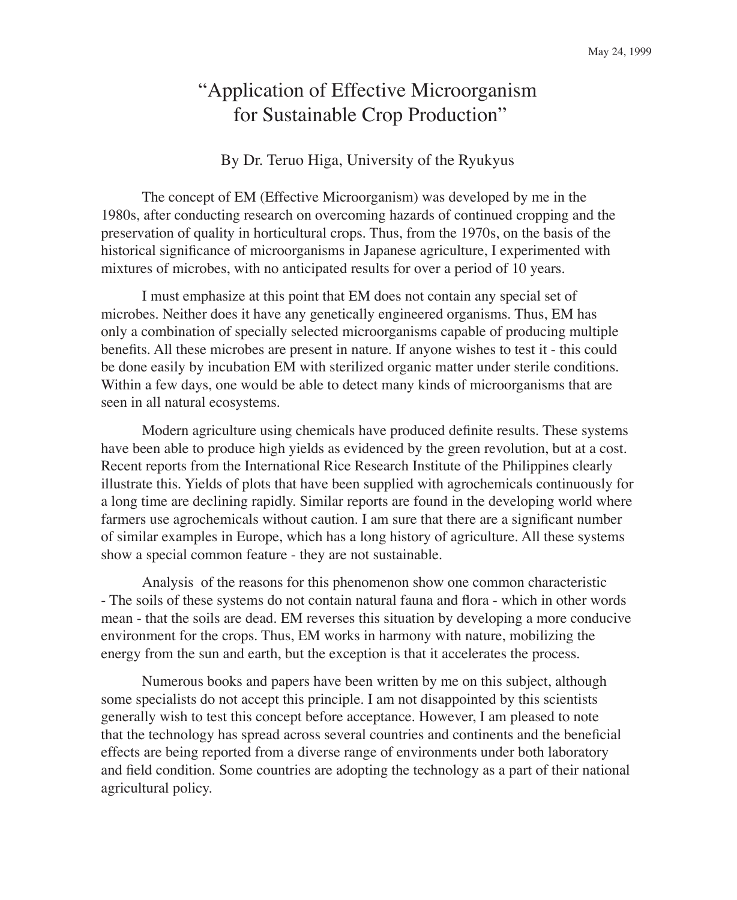May 24, 1999

# "Application of Effective Microorganism for Sustainable Crop Production"

By Dr. Teruo Higa, University of the Ryukyus

The concept of EM (Effective Microorganism) was developed by me in the 1980s, after conducting research on overcoming hazards of continued cropping and the preservation of quality in horticultural crops. Thus, from the 1970s, on the basis of the historical significance of microorganisms in Japanese agriculture, I experimented with mixtures of microbes, with no anticipated results for over a period of 10 years.

I must emphasize at this point that EM does not contain any special set of microbes. Neither does it have any genetically engineered organisms. Thus, EM has only a combination of specially selected microorganisms capable of producing multiple benefits. All these microbes are present in nature. If anyone wishes to test it - this could be done easily by incubation EM with sterilized organic matter under sterile conditions. Within a few days, one would be able to detect many kinds of microorganisms that are seen in all natural ecosystems.

Modern agriculture using chemicals have produced definite results. These systems have been able to produce high yields as evidenced by the green revolution, but at a cost. Recent reports from the International Rice Research Institute of the Philippines clearly illustrate this. Yields of plots that have been supplied with agrochemicals continuously for a long time are declining rapidly. Similar reports are found in the developing world where farmers use agrochemicals without caution. I am sure that there are a significant number of similar examples in Europe, which has a long history of agriculture. All these systems show a special common feature - they are not sustainable.

Analysis of the reasons for this phenomenon show one common characteristic - The soils of these systems do not contain natural fauna and flora - which in other words mean - that the soils are dead. EM reverses this situation by developing a more conducive environment for the crops. Thus, EM works in harmony with nature, mobilizing the energy from the sun and earth, but the exception is that it accelerates the process.

Numerous books and papers have been written by me on this subject, although some specialists do not accept this principle. I am not disappointed by this scientists generally wish to test this concept before acceptance. However, I am pleased to note that the technology has spread across several countries and continents and the beneficial effects are being reported from a diverse range of environments under both laboratory and field condition. Some countries are adopting the technology as a part of their national agricultural policy.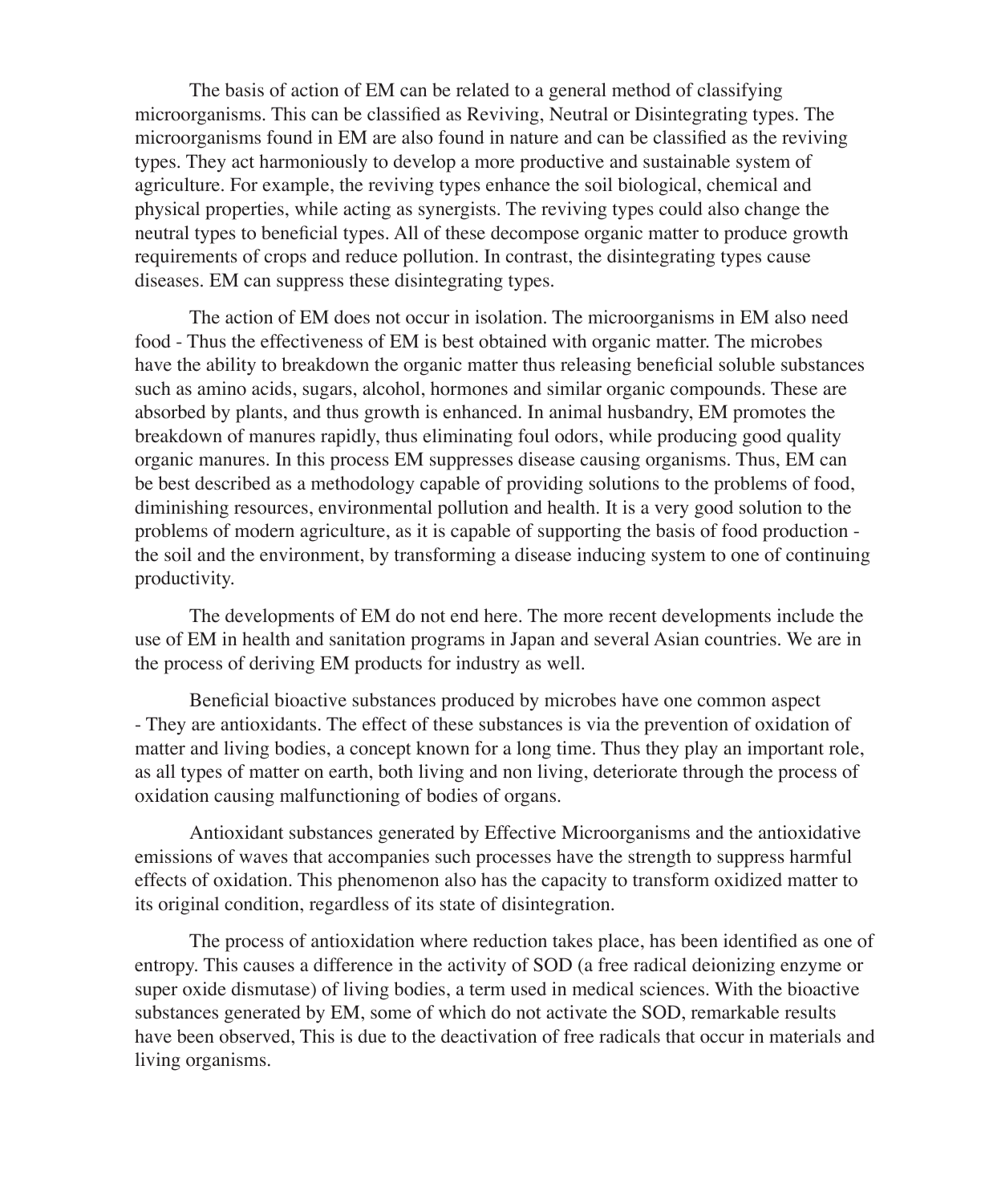The basis of action of EM can be related to a general method of classifying microorganisms. This can be classified as Reviving, Neutral or Disintegrating types. The microorganisms found in EM are also found in nature and can be classified as the reviving types. They act harmoniously to develop a more productive and sustainable system of agriculture. For example, the reviving types enhance the soil biological, chemical and physical properties, while acting as synergists. The reviving types could also change the neutral types to beneficial types. All of these decompose organic matter to produce growth requirements of crops and reduce pollution. In contrast, the disintegrating types cause diseases. EM can suppress these disintegrating types.

The action of EM does not occur in isolation. The microorganisms in EM also need food - Thus the effectiveness of EM is best obtained with organic matter. The microbes have the ability to breakdown the organic matter thus releasing beneficial soluble substances such as amino acids, sugars, alcohol, hormones and similar organic compounds. These are absorbed by plants, and thus growth is enhanced. In animal husbandry, EM promotes the breakdown of manures rapidly, thus eliminating foul odors, while producing good quality organic manures. In this process EM suppresses disease causing organisms. Thus, EM can be best described as a methodology capable of providing solutions to the problems of food, diminishing resources, environmental pollution and health. It is a very good solution to the problems of modern agriculture, as it is capable of supporting the basis of food production - the soil and the environment, by transforming a disease inducing system to one of continuing productivity.

The developments of EM do not end here. The more recent developments include the use of EM in health and sanitation programs in Japan and several Asian countries. We are in the process of deriving EM products for industry as well.

Beneficial bioactive substances produced by microbes have one common aspect - They are antioxidants. The effect of these substances is via the prevention of oxidation of matter and living bodies, a concept known for a long time. Thus they play an important role, as all types of matter on earth, both living and non living, deteriorate through the process of oxidation causing malfunctioning of bodies of organs.

Antioxidant substances generated by Effective Microorganisms and the antioxidative emissions of waves that accompanies such processes have the strength to suppress harmful effects of oxidation. This phenomenon also has the capacity to transform oxidized matter to its original condition, regardless of its state of disintegration.

The process of antioxidation where reduction takes place, has been identified as one of entropy. This causes a difference in the activity of SOD (a free radical deionizing enzyme or super oxide dismutase) of living bodies, a term used in medical sciences. With the bioactive substances generated by EM, some of which do not activate the SOD, remarkable results have been observed, This is due to the deactivation of free radicals that occur in materials and living organisms.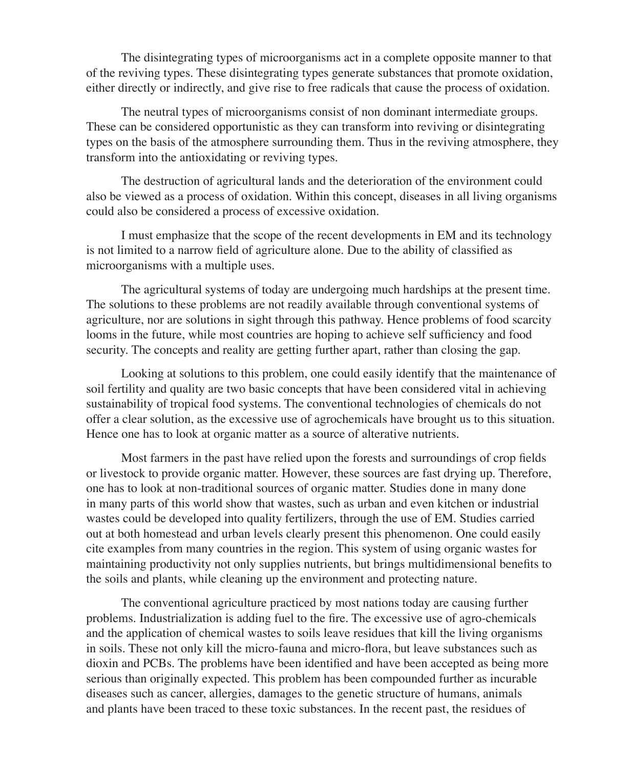The disintegrating types of microorganisms act in a complete opposite manner to that of the reviving types. These disintegrating types generate substances that promote oxidation, either directly or indirectly, and give rise to free radicals that cause the process of oxidation.

The neutral types of microorganisms consist of non dominant intermediate groups. These can be considered opportunistic as they can transform into reviving or disintegrating types on the basis of the atmosphere surrounding them. Thus in the reviving atmosphere, they transform into the antioxidating or reviving types.

The destruction of agricultural lands and the deterioration of the environment could also be viewed as a process of oxidation. Within this concept, diseases in all living organisms could also be considered a process of excessive oxidation.

I must emphasize that the scope of the recent developments in EM and its technology is not limited to a narrow field of agriculture alone. Due to the ability of classified as microorganisms with a multiple uses.

The agricultural systems of today are undergoing much hardships at the present time. The solutions to these problems are not readily available through conventional systems of agriculture, nor are solutions in sight through this pathway. Hence problems of food scarcity looms in the future, while most countries are hoping to achieve self sufficiency and food security. The concepts and reality are getting further apart, rather than closing the gap.

Looking at solutions to this problem, one could easily identify that the maintenance of soil fertility and quality are two basic concepts that have been considered vital in achieving sustainability of tropical food systems. The conventional technologies of chemicals do not offer a clear solution, as the excessive use of agrochemicals have brought us to this situation. Hence one has to look at organic matter as a source of alterative nutrients.

Most farmers in the past have relied upon the forests and surroundings of crop fields or livestock to provide organic matter. However, these sources are fast drying up. Therefore, one has to look at non-traditional sources of organic matter. Studies done in many done in many parts of this world show that wastes, such as urban and even kitchen or industrial wastes could be developed into quality fertilizers, through the use of EM. Studies carried out at both homestead and urban levels clearly present this phenomenon. One could easily cite examples from many countries in the region. This system of using organic wastes for maintaining productivity not only supplies nutrients, but brings multidimensional benefits to the soils and plants, while cleaning up the environment and protecting nature.

The conventional agriculture practiced by most nations today are causing further problems. Industrialization is adding fuel to the fire. The excessive use of agro-chemicals and the application of chemical wastes to soils leave residues that kill the living organisms in soils. These not only kill the micro-fauna and micro-flora, but leave substances such as dioxin and PCBs. The problems have been identified and have been accepted as being more serious than originally expected. This problem has been compounded further as incurable diseases such as cancer, allergies, damages to the genetic structure of humans, animals and plants have been traced to these toxic substances. In the recent past, the residues of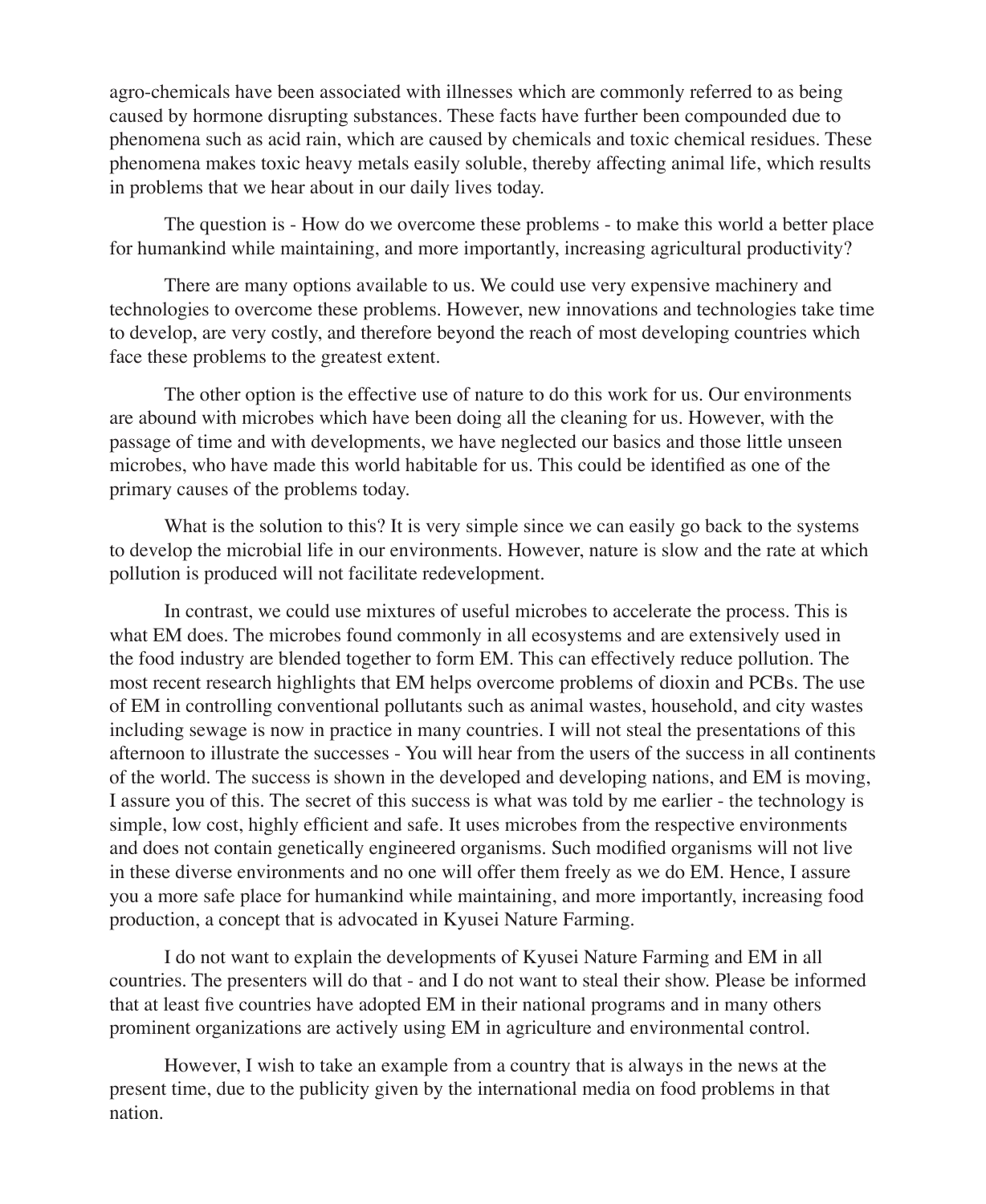agro-chemicals have been associated with illnesses which are commonly referred to as being caused by hormone disrupting substances. These facts have further been compounded due to phenomena such as acid rain, which are caused by chemicals and toxic chemical residues. These phenomena makes toxic heavy metals easily soluble, thereby affecting animal life, which results in problems that we hear about in our daily lives today.

The question is - How do we overcome these problems - to make this world a better place for humankind while maintaining, and more importantly, increasing agricultural productivity?

There are many options available to us. We could use very expensive machinery and technologies to overcome these problems. However, new innovations and technologies take time to develop, are very costly, and therefore beyond the reach of most developing countries which face these problems to the greatest extent.

The other option is the effective use of nature to do this work for us. Our environments are abound with microbes which have been doing all the cleaning for us. However, with the passage of time and with developments, we have neglected our basics and those little unseen microbes, who have made this world habitable for us. This could be identified as one of the primary causes of the problems today.

What is the solution to this? It is very simple since we can easily go back to the systems to develop the microbial life in our environments. However, nature is slow and the rate at which pollution is produced will not facilitate redevelopment.

In contrast, we could use mixtures of useful microbes to accelerate the process. This is what EM does. The microbes found commonly in all ecosystems and are extensively used in the food industry are blended together to form EM. This can effectively reduce pollution. The most recent research highlights that EM helps overcome problems of dioxin and PCBs. The use of EM in controlling conventional pollutants such as animal wastes, household, and city wastes including sewage is now in practice in many countries. I will not steal the presentations of this afternoon to illustrate the successes - You will hear from the users of the success in all continents of the world. The success is shown in the developed and developing nations, and EM is moving, I assure you of this. The secret of this success is what was told by me earlier - the technology is simple, low cost, highly efficient and safe. It uses microbes from the respective environments and does not contain genetically engineered organisms. Such modified organisms will not live in these diverse environments and no one will offer them freely as we do EM. Hence, I assure you a more safe place for humankind while maintaining, and more importantly, increasing food production, a concept that is advocated in Kyusei Nature Farming.

I do not want to explain the developments of Kyusei Nature Farming and EM in all countries. The presenters will do that - and I do not want to steal their show. Please be informed that at least five countries have adopted EM in their national programs and in many others prominent organizations are actively using EM in agriculture and environmental control.

However, I wish to take an example from a country that is always in the news at the present time, due to the publicity given by the international media on food problems in that nation.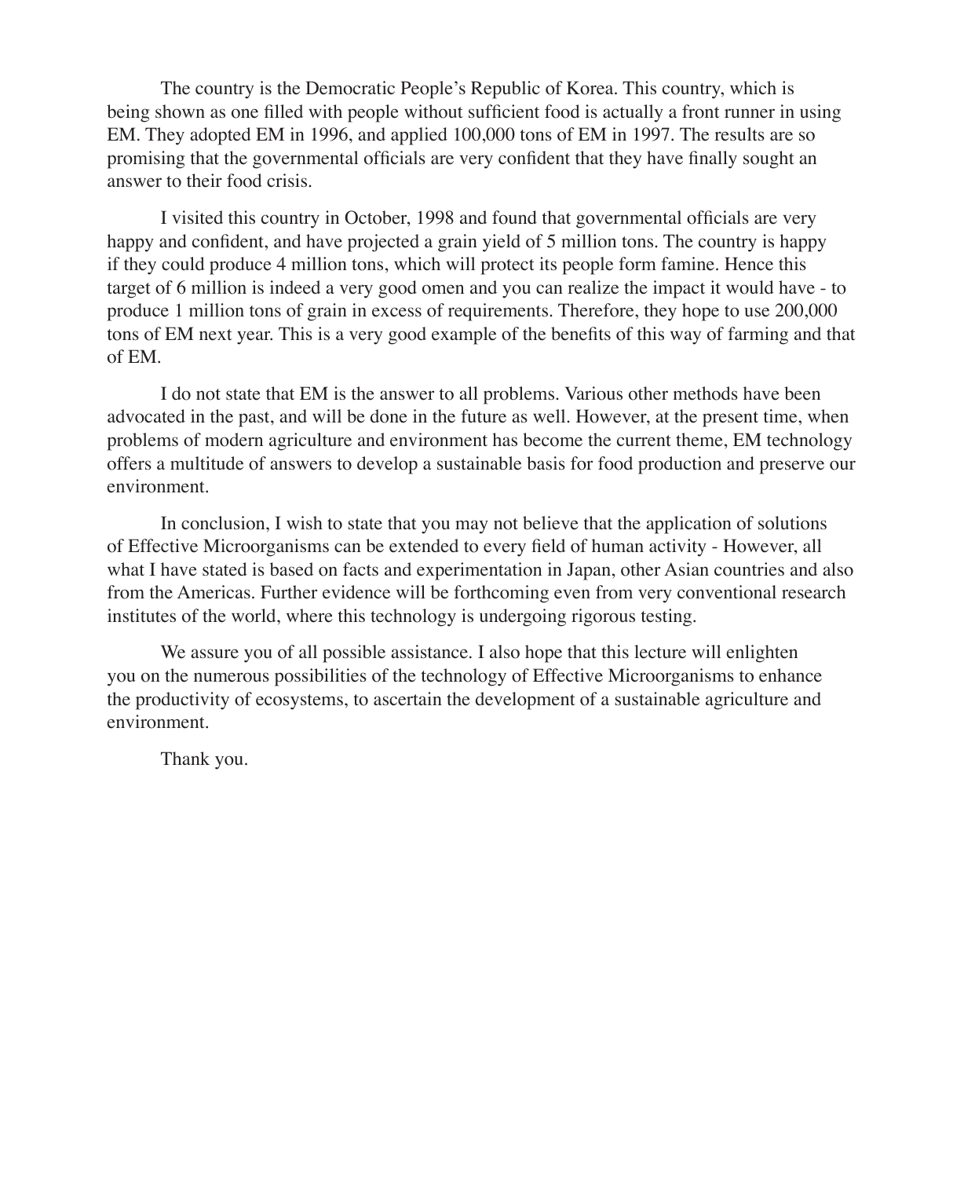The country is the Democratic People's Republic of Korea. This country, which is being shown as one filled with people without sufficient food is actually a front runner in using EM. They adopted EM in 1996, and applied 100,000 tons of EM in 1997. The results are so promising that the governmental officials are very confident that they have finally sought an answer to their food crisis.

I visited this country in October, 1998 and found that governmental officials are very happy and confident, and have projected a grain yield of 5 million tons. The country is happy if they could produce 4 million tons, which will protect its people form famine. Hence this target of 6 million is indeed a very good omen and you can realize the impact it would have - to produce 1 million tons of grain in excess of requirements. Therefore, they hope to use 200,000 tons of EM next year. This is a very good example of the benefits of this way of farming and that of EM.

I do not state that EM is the answer to all problems. Various other methods have been advocated in the past, and will be done in the future as well. However, at the present time, when problems of modern agriculture and environment has become the current theme, EM technology offers a multitude of answers to develop a sustainable basis for food production and preserve our environment.

In conclusion, I wish to state that you may not believe that the application of solutions of Effective Microorganisms can be extended to every field of human activity - However, all what I have stated is based on facts and experimentation in Japan, other Asian countries and also from the Americas. Further evidence will be forthcoming even from very conventional research institutes of the world, where this technology is undergoing rigorous testing.

We assure you of all possible assistance. I also hope that this lecture will enlighten you on the numerous possibilities of the technology of Effective Microorganisms to enhance the productivity of ecosystems, to ascertain the development of a sustainable agriculture and environment.

Thank you.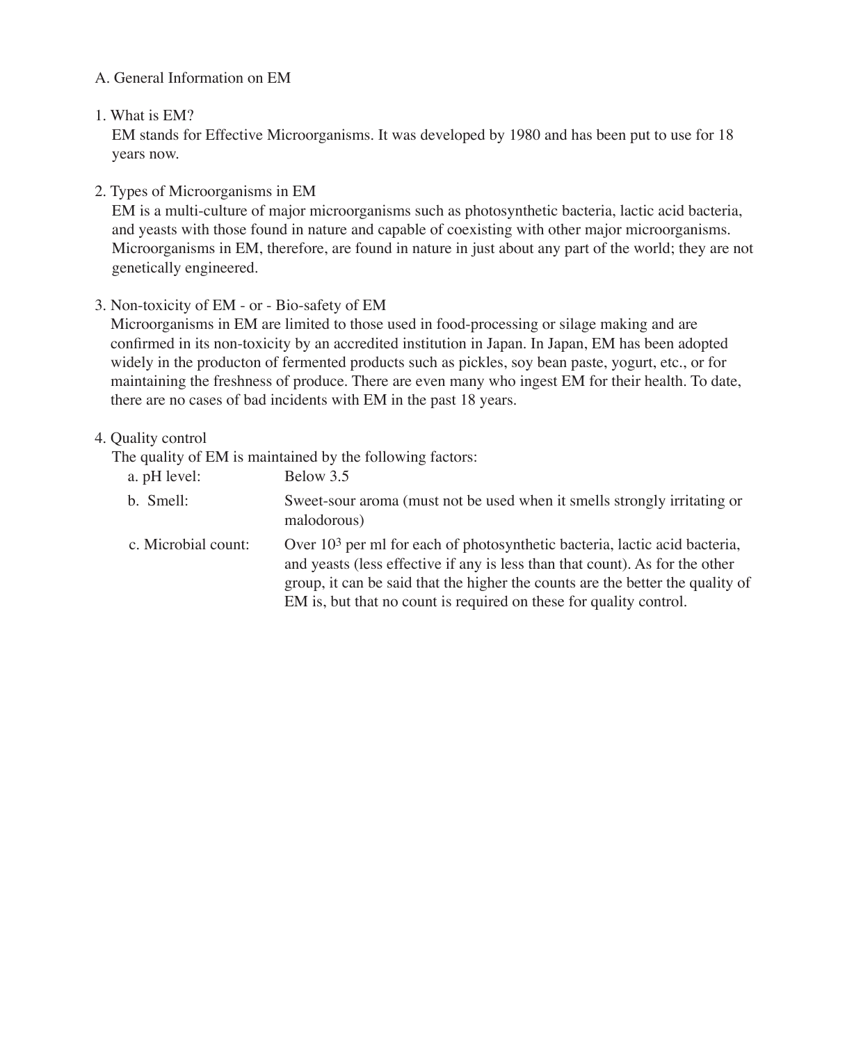## A. General Information on EM

### 1. What is EM?

EM stands for Effective Microorganisms. It was developed by 1980 and has been put to use for 18 years now.

### 2. Types of Microorganisms in EM

EM is a multi-culture of major microorganisms such as photosynthetic bacteria, lactic acid bacteria, and yeasts with those found in nature and capable of coexisting with other major microorganisms. Microorganisms in EM, therefore, are found in nature in just about any part of the world; they are not genetically engineered.

### 3. Non-toxicity of EM - or - Bio-safety of EM

Microorganisms in EM are limited to those used in food-processing or silage making and are confirmed in its non-toxicity by an accredited institution in Japan. In Japan, EM has been adopted widely in the producton of fermented products such as pickles, soy bean paste, yogurt, etc., or for maintaining the freshness of produce. There are even many who ingest EM for their health. To date, there are no cases of bad incidents with EM in the past 18 years.

### 4. Quality control

The quality of EM is maintained by the following factors:

a. pH level: Below 3.5

b. Smell: Sweet-sour aroma (must not be used when it smells strongly irritating or malodorous)

c. Microbial count: Over $10^3$ per ml for each of photosynthetic bacteria, lactic acid bacteria, and yeasts (less effective if any is less than that count). As for the other group, it can be said that the higher the counts are the better the quality of EM is, but that no count is required on these for quality control.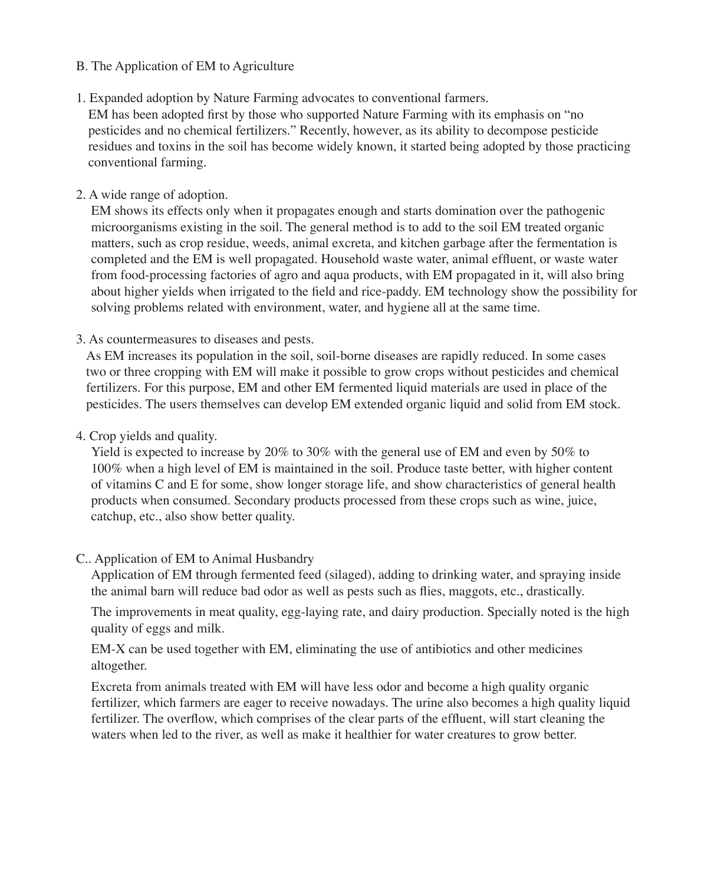## B. The Application of EM to Agriculture

1. Expanded adoption by Nature Farming advocates to conventional farmers.

   EM has been adopted first by those who supported Nature Farming with its emphasis on "no pesticides and no chemical fertilizers." Recently, however, as its ability to decompose pesticide residues and toxins in the soil has become widely known, it started being adopted by those practicing conventional farming.

2. A wide range of adoption.

   EM shows its effects only when it propagates enough and starts domination over the pathogenic microorganisms existing in the soil. The general method is to add to the soil EM treated organic matters, such as crop residue, weeds, animal excreta, and kitchen garbage after the fermentation is completed and the EM is well propagated. Household waste water, animal effluent, or waste water from food-processing factories of agro and aqua products, with EM propagated in it, will also bring about higher yields when irrigated to the field and rice-paddy. EM technology show the possibility for solving problems related with environment, water, and hygiene all at the same time.

3. As countermeasures to diseases and pests.

   As EM increases its population in the soil, soil-borne diseases are rapidly reduced. In some cases two or three cropping with EM will make it possible to grow crops without pesticides and chemical fertilizers. For this purpose, EM and other EM fermented liquid materials are used in place of the pesticides. The users themselves can develop EM extended organic liquid and solid from EM stock.

4. Crop yields and quality.

   Yield is expected to increase by 20% to 30% with the general use of EM and even by 50% to 100% when a high level of EM is maintained in the soil. Produce taste better, with higher content of vitamins C and E for some, show longer storage life, and show characteristics of general health products when consumed. Secondary products processed from these crops such as wine, juice, catchup, etc., also show better quality.

## C.. Application of EM to Animal Husbandry

Application of EM through fermented feed (silaged), adding to drinking water, and spraying inside the animal barn will reduce bad odor as well as pests such as flies, maggots, etc., drastically.

The improvements in meat quality, egg-laying rate, and dairy production. Specially noted is the high quality of eggs and milk.

EM-X can be used together with EM, eliminating the use of antibiotics and other medicines altogether.

Excreta from animals treated with EM will have less odor and become a high quality organic fertilizer, which farmers are eager to receive nowadays. The urine also becomes a high quality liquid fertilizer. The overflow, which comprises of the clear parts of the effluent, will start cleaning the waters when led to the river, as well as make it healthier for water creatures to grow better.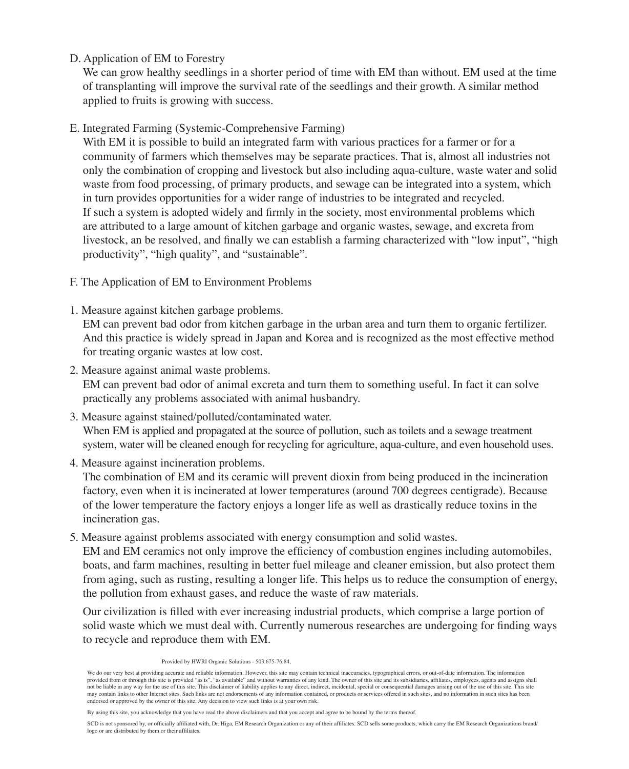D. Application of EM to Forestry

We can grow healthy seedlings in a shorter period of time with EM than without. EM used at the time of transplanting will improve the survival rate of the seedlings and their growth. A similar method applied to fruits is growing with success.

E. Integrated Farming (Systemic-Comprehensive Farming)

With EM it is possible to build an integrated farm with various practices for a farmer or for a community of farmers which themselves may be separate practices. That is, almost all industries not only the combination of cropping and livestock but also including aqua-culture, waste water and solid waste from food processing, of primary products, and sewage can be integrated into a system, which in turn provides opportunities for a wider range of industries to be integrated and recycled.
If such a system is adopted widely and firmly in the society, most environmental problems which are attributed to a large amount of kitchen garbage and organic wastes, sewage, and excreta from livestock, an be resolved, and finally we can establish a farming characterized with "low input", "high productivity", "high quality", and "sustainable".

F. The Application of EM to Environment Problems

1. Measure against kitchen garbage problems.
   EM can prevent bad odor from kitchen garbage in the urban area and turn them to organic fertilizer. And this practice is widely spread in Japan and Korea and is recognized as the most effective method for treating organic wastes at low cost.
2. Measure against animal waste problems.
   EM can prevent bad odor of animal excreta and turn them to something useful. In fact it can solve practically any problems associated with animal husbandry.
3. Measure against stained/polluted/contaminated water.
   When EM is applied and propagated at the source of pollution, such as toilets and a sewage treatment system, water will be cleaned enough for recycling for agriculture, aqua-culture, and even household uses.
4. Measure against incineration problems.
   The combination of EM and its ceramic will prevent dioxin from being produced in the incineration factory, even when it is incinerated at lower temperatures (around 700 degrees centigrade). Because of the lower temperature the factory enjoys a longer life as well as drastically reduce toxins in the incineration gas.
5. Measure against problems associated with energy consumption and solid wastes.
   EM and EM ceramics not only improve the efficiency of combustion engines including automobiles, boats, and farm machines, resulting in better fuel mileage and cleaner emission, but also protect them from aging, such as rusting, resulting a longer life. This helps us to reduce the consumption of energy, the pollution from exhaust gases, and reduce the waste of raw materials.

   Our civilization is filled with ever increasing industrial products, which comprise a large portion of solid waste which we must deal with. Currently numerous researches are undergoing for finding ways to recycle and reproduce them with EM.

Provided by HWRI Organic Solutions - 503.675-76.84,

We do our very best at providing accurate and reliable information. However, this site may contain technical inaccuracies, typographical errors, or out-of-date information. The information provided from or through this site is provided "as is", "as available" and without warranties of any kind. The owner of this site and its subsidiaries, affiliates, employees, agents and assigns shall not be liable in any way for the use of this site. This disclaimer of liability applies to any direct, indirect, incidental, special or consequential damages arising out of the use of this site. This site may contain links to other Internet sites. Such links are not endorsements of any information contained, or products or services offered in such sites, and no information in such sites has been endorsed or approved by the owner of this site. Any decision to view such links is at your own risk.

By using this site, you acknowledge that you have read the above disclaimers and that you accept and agree to be bound by the terms thereof.

SCD is not sponsored by, or officially affiliated with, Dr. Higa, EM Research Organization or any of their affiliates. SCD sells some products, which carry the EM Research Organizations brand/logo or are distributed by them or their affiliates.